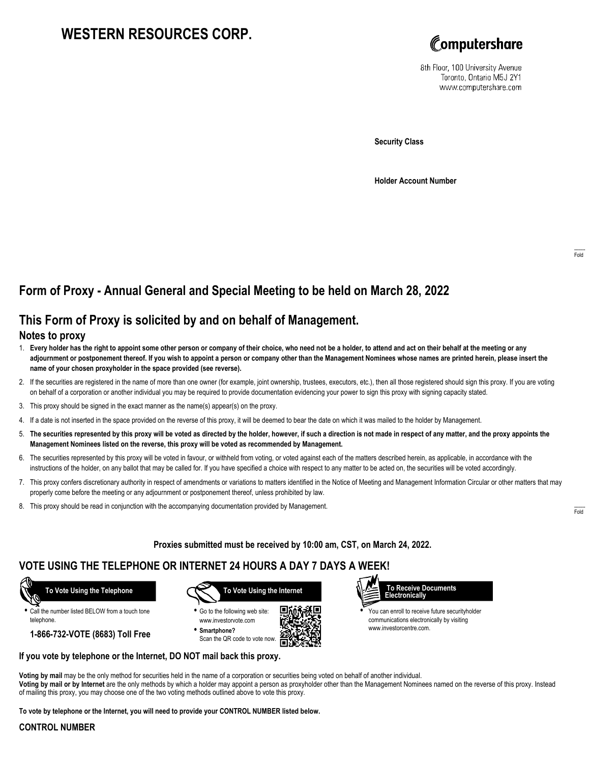# WESTERN RESOURCES CORP.

Computershare

8th Floor, 100 University Avenue
Toronto, Ontario M5J 2Y1
www.computershare.com

**Security Class**

**Holder Account Number**

Fold

## Form of Proxy - Annual General and Special Meeting to be held on March 28, 2022

## This Form of Proxy is solicited by and on behalf of Management.

### Notes to proxy

1. **Every holder has the right to appoint some other person or company of their choice, who need not be a holder, to attend and act on their behalf at the meeting or any adjournment or postponement thereof. If you wish to appoint a person or company other than the Management Nominees whose names are printed herein, please insert the name of your chosen proxyholder in the space provided (see reverse).**
2. If the securities are registered in the name of more than one owner (for example, joint ownership, trustees, executors, etc.), then all those registered should sign this proxy. If you are voting on behalf of a corporation or another individual you may be required to provide documentation evidencing your power to sign this proxy with signing capacity stated.
3. This proxy should be signed in the exact manner as the name(s) appear(s) on the proxy.
4. If a date is not inserted in the space provided on the reverse of this proxy, it will be deemed to bear the date on which it was mailed to the holder by Management.
5. **The securities represented by this proxy will be voted as directed by the holder, however, if such a direction is not made in respect of any matter, and the proxy appoints the Management Nominees listed on the reverse, this proxy will be voted as recommended by Management.**
6. The securities represented by this proxy will be voted in favour, or withheld from voting, or voted against each of the matters described herein, as applicable, in accordance with the instructions of the holder, on any ballot that may be called for. If you have specified a choice with respect to any matter to be acted on, the securities will be voted accordingly.
7. This proxy confers discretionary authority in respect of amendments or variations to matters identified in the Notice of Meeting and Management Information Circular or other matters that may properly come before the meeting or any adjournment or postponement thereof, unless prohibited by law.
8. This proxy should be read in conjunction with the accompanying documentation provided by Management.

Fold

**Proxies submitted must be received by 10:00 am, CST, on March 24, 2022.**

## VOTE USING THE TELEPHONE OR INTERNET 24 HOURS A DAY 7 DAYS A WEEK!

**To Vote Using the Telephone**

- Call the number listed BELOW from a touch tone telephone.

**1-866-732-VOTE (8683) Toll Free**

**To Vote Using the Internet**

- Go to the following web site: www.investorvote.com
- **Smartphone?** Scan the QR code to vote now.

**To Receive Documents Electronically**

- You can enroll to receive future securityholder communications electronically by visiting www.investorcentre.com.

**If you vote by telephone or the Internet, DO NOT mail back this proxy.**

**Voting by mail** may be the only method for securities held in the name of a corporation or securities being voted on behalf of another individual.
**Voting by mail or by Internet** are the only methods by which a holder may appoint a person as proxyholder other than the Management Nominees named on the reverse of this proxy. Instead of mailing this proxy, you may choose one of the two voting methods outlined above to vote this proxy.

**To vote by telephone or the Internet, you will need to provide your CONTROL NUMBER listed below.**

**CONTROL NUMBER**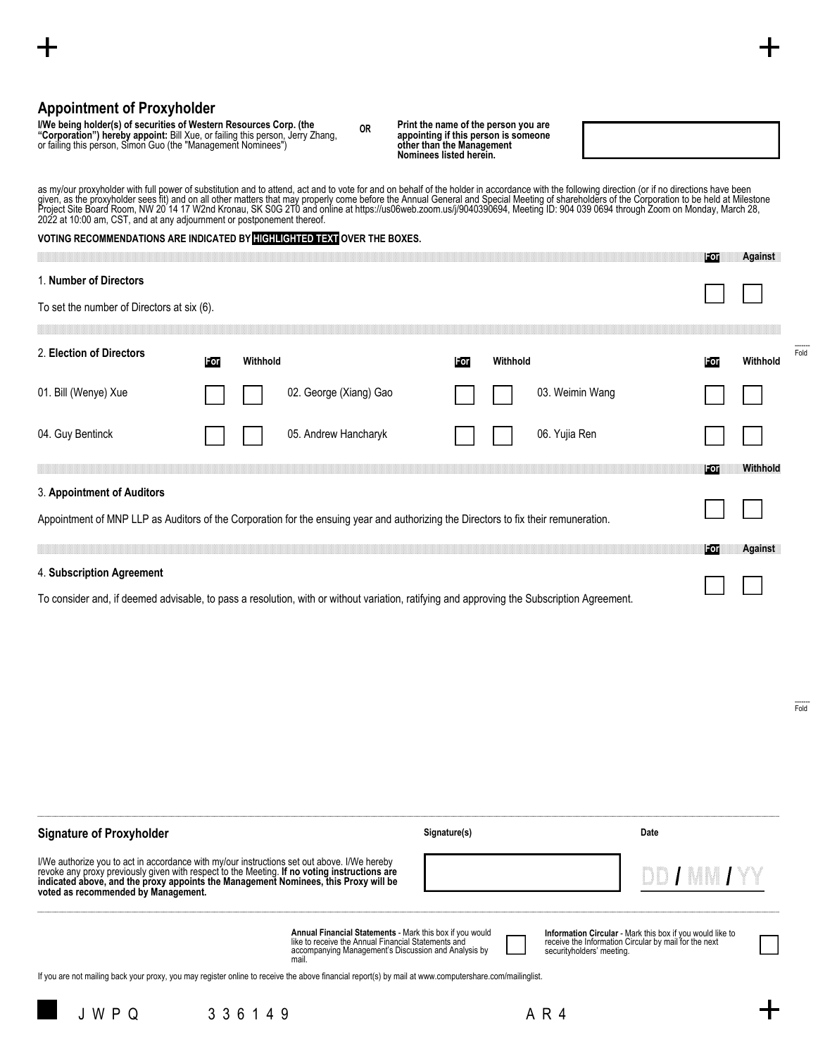## Appointment of Proxyholder

**I/We being holder(s) of securities of Western Resources Corp. (the "Corporation") hereby appoint:** Bill Xue, or failing this person, Jerry Zhang, or failing this person, Simon Guo (the "Management Nominees")

**OR**

**Print the name of the person you are appointing if this person is someone other than the Management Nominees listed herein.**

as my/our proxyholder with full power of substitution and to attend, act and to vote for and on behalf of the holder in accordance with the following direction (or if no directions have been given, as the proxyholder sees fit) and on all other matters that may properly come before the Annual General and Special Meeting of shareholders of the Corporation to be held at Milestone Project Site Board Room, NW 20 14 17 W2nd Kronau, SK S0G 2T0 and online at https://us06web.zoom.us/j/9040390694, Meeting ID: 904 039 0694 through Zoom on Monday, March 28, 2022 at 10:00 am, CST, and at any adjournment or postponement thereof.

**VOTING RECOMMENDATIONS ARE INDICATED BY HIGHLIGHTED TEXT OVER THE BOXES.**

| | For | Against |
|---|---|---|
| 1. **Number of Directors**<br>To set the number of Directors at six (6). | ☐ | ☐ |

| 2. **Election of Directors** | For | Withhold | | For | Withhold | | For | Withhold |
|---|---|---|---|---|---|---|---|---|
| 01. Bill (Wenye) Xue | ☐ | ☐ | 02. George (Xiang) Gao | ☐ | ☐ | 03. Weimin Wang | ☐ | ☐ |
| 04. Guy Bentinck | ☐ | ☐ | 05. Andrew Hancharyk | ☐ | ☐ | 06. Yujia Ren | ☐ | ☐ |

| | For | Withhold |
|---|---|---|
| 3. **Appointment of Auditors**<br>Appointment of MNP LLP as Auditors of the Corporation for the ensuing year and authorizing the Directors to fix their remuneration. | ☐ | ☐ |

| | For | Against |
|---|---|---|
| 4. **Subscription Agreement**<br>To consider and, if deemed advisable, to pass a resolution, with or without variation, ratifying and approving the Subscription Agreement. | ☐ | ☐ |

## Signature of Proxyholder

I/We authorize you to act in accordance with my/our instructions set out above. I/We hereby revoke any proxy previously given with respect to the Meeting. **If no voting instructions are indicated above, and the proxy appoints the Management Nominees, this Proxy will be voted as recommended by Management.**

**Signature(s)**

**Date**

DD / MM / YY

**Annual Financial Statements** - Mark this box if you would like to receive the Annual Financial Statements and accompanying Management's Discussion and Analysis by mail. ☐

**Information Circular** - Mark this box if you would like to receive the Information Circular by mail for the next securityholders' meeting. ☐

If you are not mailing back your proxy, you may register online to receive the above financial report(s) by mail at www.computershare.com/mailinglist.

J W P Q 3 3 6 1 4 9 A R 4